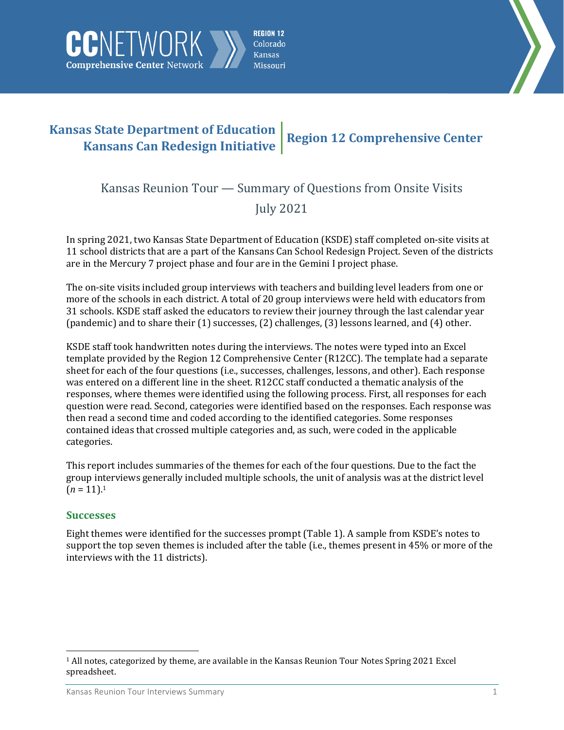CCNETWORK Comprehensive Center Network — REGION 12 Colorado Kansas Missouri

**Kansas State Department of Education**
**Kansans Can Redesign Initiative** | **Region 12 Comprehensive Center**

# Kansas Reunion Tour — Summary of Questions from Onsite Visits

## July 2021

In spring 2021, two Kansas State Department of Education (KSDE) staff completed on-site visits at 11 school districts that are a part of the Kansans Can School Redesign Project. Seven of the districts are in the Mercury 7 project phase and four are in the Gemini I project phase.

The on-site visits included group interviews with teachers and building level leaders from one or more of the schools in each district. A total of 20 group interviews were held with educators from 31 schools. KSDE staff asked the educators to review their journey through the last calendar year (pandemic) and to share their (1) successes, (2) challenges, (3) lessons learned, and (4) other.

KSDE staff took handwritten notes during the interviews. The notes were typed into an Excel template provided by the Region 12 Comprehensive Center (R12CC). The template had a separate sheet for each of the four questions (i.e., successes, challenges, lessons, and other). Each response was entered on a different line in the sheet. R12CC staff conducted a thematic analysis of the responses, where themes were identified using the following process. First, all responses for each question were read. Second, categories were identified based on the responses. Each response was then read a second time and coded according to the identified categories. Some responses contained ideas that crossed multiple categories and, as such, were coded in the applicable categories.

This report includes summaries of the themes for each of the four questions. Due to the fact the group interviews generally included multiple schools, the unit of analysis was at the district level ($n$ = 11).[1]

### Successes

Eight themes were identified for the successes prompt (Table 1). A sample from KSDE's notes to support the top seven themes is included after the table (i.e., themes present in 45% or more of the interviews with the 11 districts).

[1] All notes, categorized by theme, are available in the Kansas Reunion Tour Notes Spring 2021 Excel spreadsheet.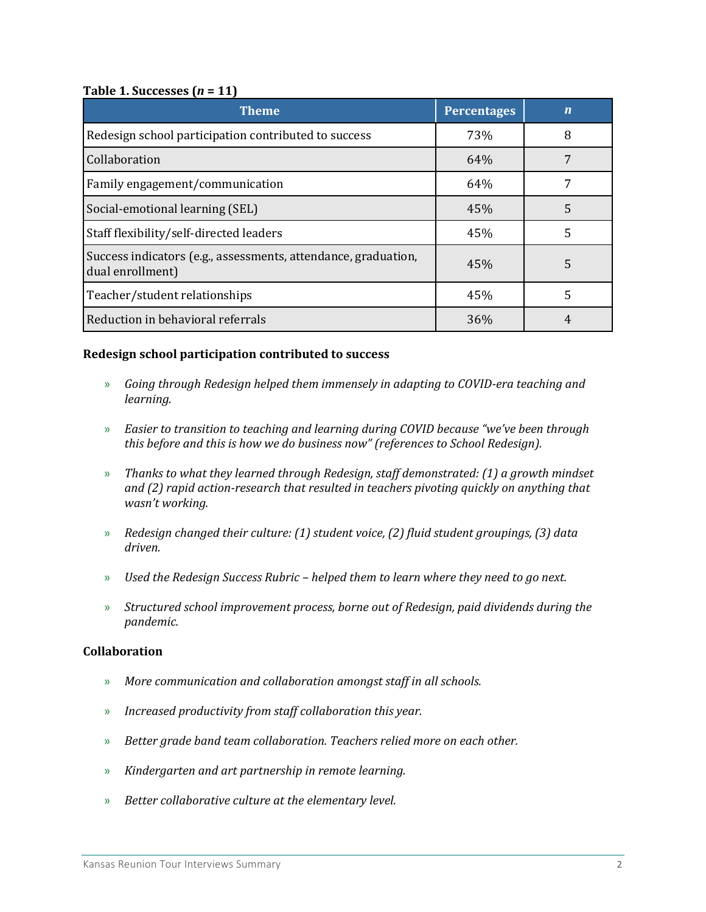**Table 1. Successes (*n* = 11)**

| Theme | Percentages | *n* |
|---|---|---|
| Redesign school participation contributed to success | 73% | 8 |
| Collaboration | 64% | 7 |
| Family engagement/communication | 64% | 7 |
| Social-emotional learning (SEL) | 45% | 5 |
| Staff flexibility/self-directed leaders | 45% | 5 |
| Success indicators (e.g., assessments, attendance, graduation, dual enrollment) | 45% | 5 |
| Teacher/student relationships | 45% | 5 |
| Reduction in behavioral referrals | 36% | 4 |

**Redesign school participation contributed to success**

- *Going through Redesign helped them immensely in adapting to COVID-era teaching and learning.*
- *Easier to transition to teaching and learning during COVID because "we've been through this before and this is how we do business now" (references to School Redesign).*
- *Thanks to what they learned through Redesign, staff demonstrated: (1) a growth mindset and (2) rapid action-research that resulted in teachers pivoting quickly on anything that wasn't working.*
- *Redesign changed their culture: (1) student voice, (2) fluid student groupings, (3) data driven.*
- *Used the Redesign Success Rubric – helped them to learn where they need to go next.*
- *Structured school improvement process, borne out of Redesign, paid dividends during the pandemic.*

**Collaboration**

- *More communication and collaboration amongst staff in all schools.*
- *Increased productivity from staff collaboration this year.*
- *Better grade band team collaboration. Teachers relied more on each other.*
- *Kindergarten and art partnership in remote learning.*
- *Better collaborative culture at the elementary level.*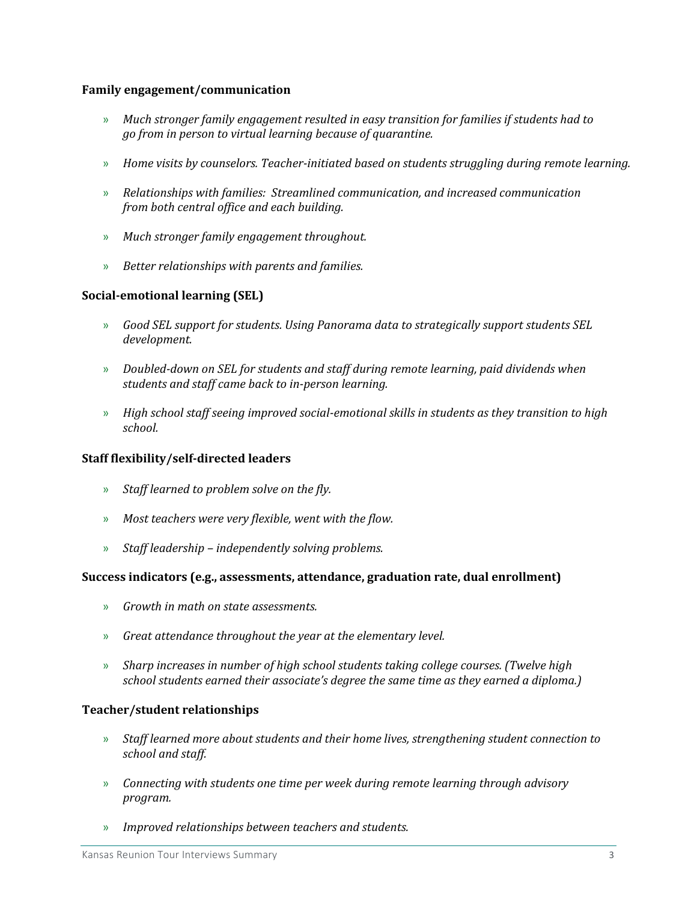**Family engagement/communication**

- *Much stronger family engagement resulted in easy transition for families if students had to go from in person to virtual learning because of quarantine.*
- *Home visits by counselors. Teacher-initiated based on students struggling during remote learning.*
- *Relationships with families: Streamlined communication, and increased communication from both central office and each building.*
- *Much stronger family engagement throughout.*
- *Better relationships with parents and families.*

**Social-emotional learning (SEL)**

- *Good SEL support for students. Using Panorama data to strategically support students SEL development.*
- *Doubled-down on SEL for students and staff during remote learning, paid dividends when students and staff came back to in-person learning.*
- *High school staff seeing improved social-emotional skills in students as they transition to high school.*

**Staff flexibility/self-directed leaders**

- *Staff learned to problem solve on the fly.*
- *Most teachers were very flexible, went with the flow.*
- *Staff leadership – independently solving problems.*

**Success indicators (e.g., assessments, attendance, graduation rate, dual enrollment)**

- *Growth in math on state assessments.*
- *Great attendance throughout the year at the elementary level.*
- *Sharp increases in number of high school students taking college courses. (Twelve high school students earned their associate's degree the same time as they earned a diploma.)*

**Teacher/student relationships**

- *Staff learned more about students and their home lives, strengthening student connection to school and staff.*
- *Connecting with students one time per week during remote learning through advisory program.*
- *Improved relationships between teachers and students.*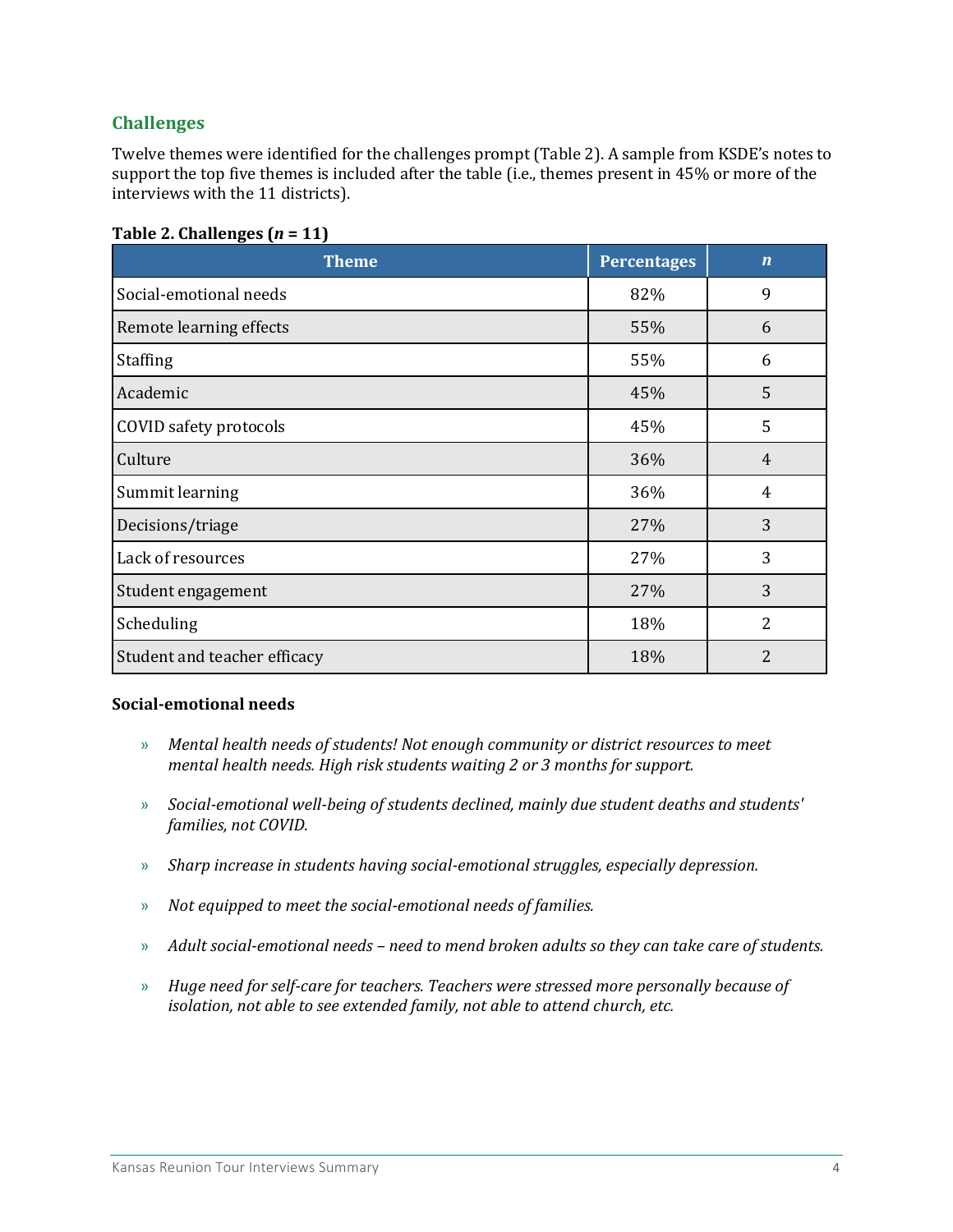## Challenges

Twelve themes were identified for the challenges prompt (Table 2). A sample from KSDE's notes to support the top five themes is included after the table (i.e., themes present in 45% or more of the interviews with the 11 districts).

**Table 2. Challenges (*n* = 11)**

| Theme | Percentages | *n* |
|---|---|---|
| Social-emotional needs | 82% | 9 |
| Remote learning effects | 55% | 6 |
| Staffing | 55% | 6 |
| Academic | 45% | 5 |
| COVID safety protocols | 45% | 5 |
| Culture | 36% | 4 |
| Summit learning | 36% | 4 |
| Decisions/triage | 27% | 3 |
| Lack of resources | 27% | 3 |
| Student engagement | 27% | 3 |
| Scheduling | 18% | 2 |
| Student and teacher efficacy | 18% | 2 |

**Social-emotional needs**

- *Mental health needs of students! Not enough community or district resources to meet mental health needs. High risk students waiting 2 or 3 months for support.*
- *Social-emotional well-being of students declined, mainly due student deaths and students' families, not COVID.*
- *Sharp increase in students having social-emotional struggles, especially depression.*
- *Not equipped to meet the social-emotional needs of families.*
- *Adult social-emotional needs – need to mend broken adults so they can take care of students.*
- *Huge need for self-care for teachers. Teachers were stressed more personally because of isolation, not able to see extended family, not able to attend church, etc.*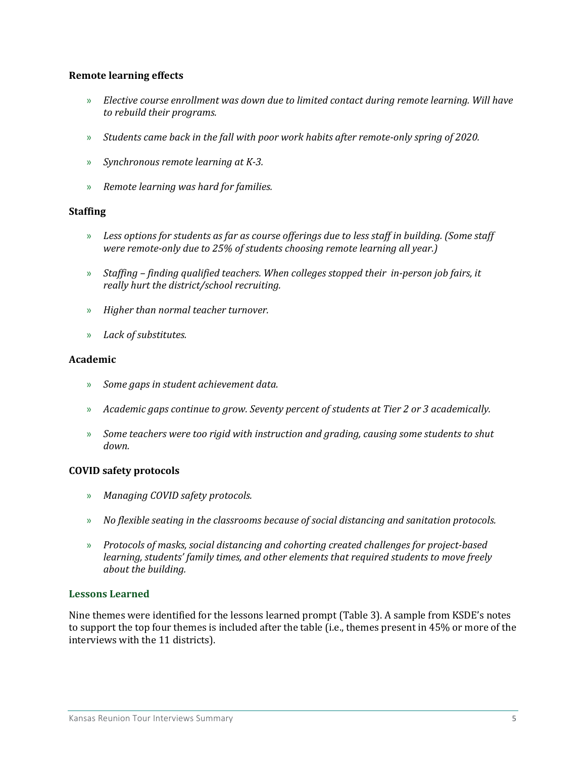### Remote learning effects

- *Elective course enrollment was down due to limited contact during remote learning. Will have to rebuild their programs.*
- *Students came back in the fall with poor work habits after remote-only spring of 2020.*
- *Synchronous remote learning at K-3.*
- *Remote learning was hard for families.*

### Staffing

- *Less options for students as far as course offerings due to less staff in building. (Some staff were remote-only due to 25% of students choosing remote learning all year.)*
- *Staffing – finding qualified teachers. When colleges stopped their in-person job fairs, it really hurt the district/school recruiting.*
- *Higher than normal teacher turnover.*
- *Lack of substitutes.*

### Academic

- *Some gaps in student achievement data.*
- *Academic gaps continue to grow. Seventy percent of students at Tier 2 or 3 academically.*
- *Some teachers were too rigid with instruction and grading, causing some students to shut down.*

### COVID safety protocols

- *Managing COVID safety protocols.*
- *No flexible seating in the classrooms because of social distancing and sanitation protocols.*
- *Protocols of masks, social distancing and cohorting created challenges for project-based learning, students' family times, and other elements that required students to move freely about the building.*

## Lessons Learned

Nine themes were identified for the lessons learned prompt (Table 3). A sample from KSDE's notes to support the top four themes is included after the table (i.e., themes present in 45% or more of the interviews with the 11 districts).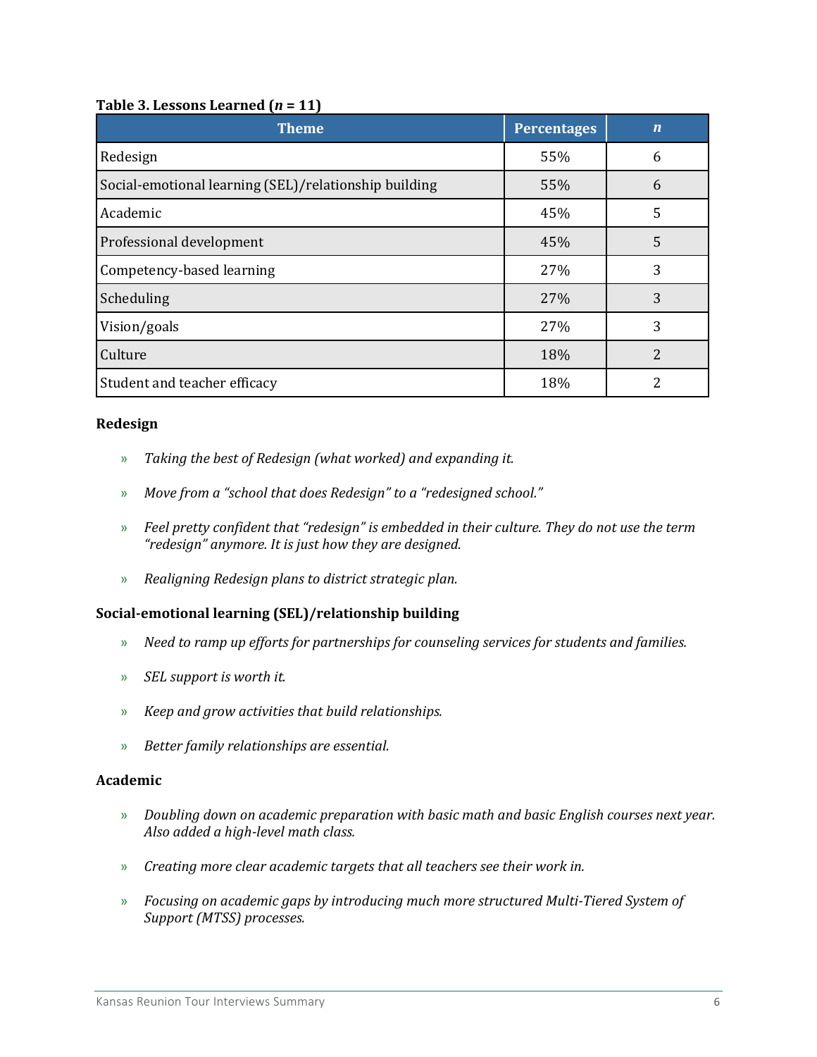**Table 3. Lessons Learned ($n$ = 11)**

| Theme | Percentages | $n$ |
|---|---|---|
| Redesign | 55% | 6 |
| Social-emotional learning (SEL)/relationship building | 55% | 6 |
| Academic | 45% | 5 |
| Professional development | 45% | 5 |
| Competency-based learning | 27% | 3 |
| Scheduling | 27% | 3 |
| Vision/goals | 27% | 3 |
| Culture | 18% | 2 |
| Student and teacher efficacy | 18% | 2 |

**Redesign**

- *Taking the best of Redesign (what worked) and expanding it.*
- *Move from a "school that does Redesign" to a "redesigned school."*
- *Feel pretty confident that "redesign" is embedded in their culture. They do not use the term "redesign" anymore. It is just how they are designed.*
- *Realigning Redesign plans to district strategic plan.*

**Social-emotional learning (SEL)/relationship building**

- *Need to ramp up efforts for partnerships for counseling services for students and families.*
- *SEL support is worth it.*
- *Keep and grow activities that build relationships.*
- *Better family relationships are essential.*

**Academic**

- *Doubling down on academic preparation with basic math and basic English courses next year. Also added a high-level math class.*
- *Creating more clear academic targets that all teachers see their work in.*
- *Focusing on academic gaps by introducing much more structured Multi-Tiered System of Support (MTSS) processes.*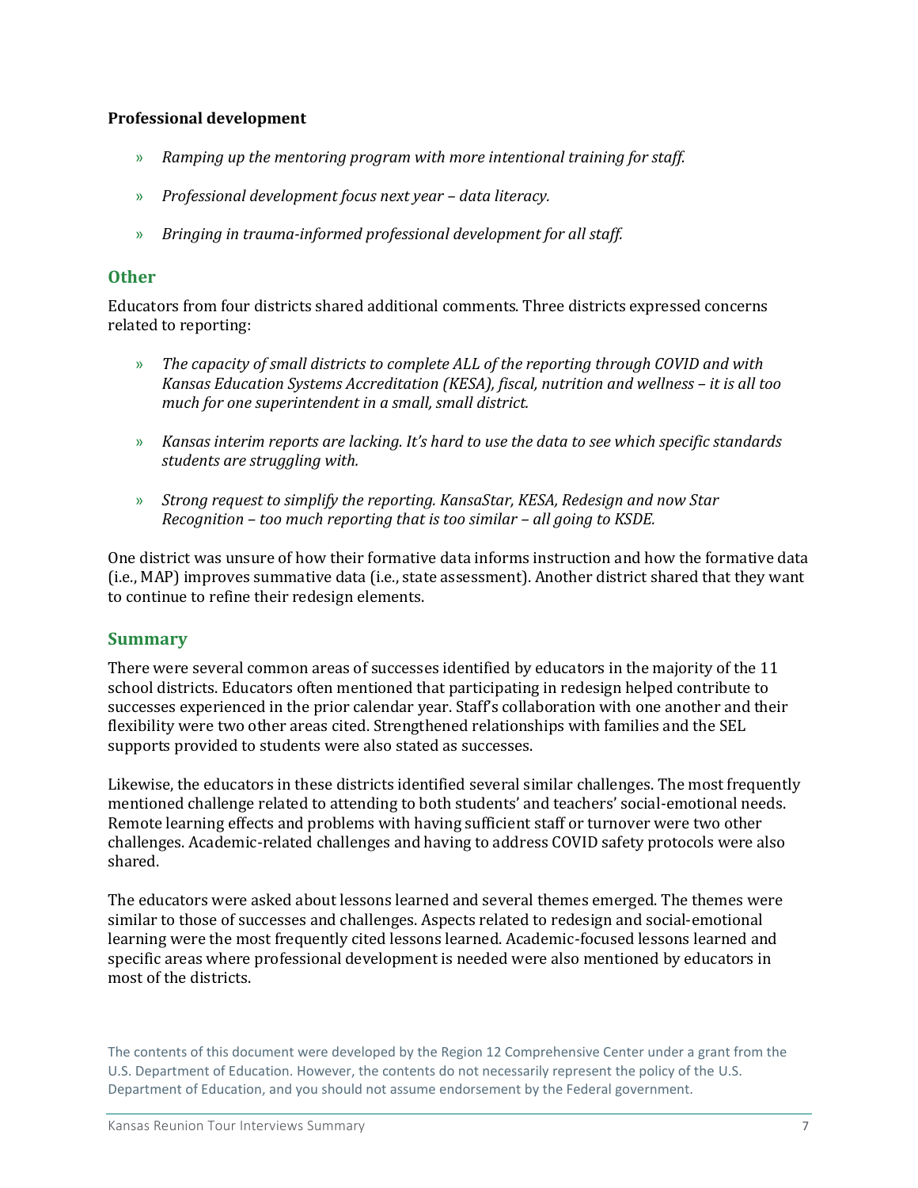**Professional development**

- *Ramping up the mentoring program with more intentional training for staff.*
- *Professional development focus next year – data literacy.*
- *Bringing in trauma-informed professional development for all staff.*

## Other

Educators from four districts shared additional comments. Three districts expressed concerns related to reporting:

- *The capacity of small districts to complete ALL of the reporting through COVID and with Kansas Education Systems Accreditation (KESA), fiscal, nutrition and wellness – it is all too much for one superintendent in a small, small district.*
- *Kansas interim reports are lacking. It's hard to use the data to see which specific standards students are struggling with.*
- *Strong request to simplify the reporting. KansaStar, KESA, Redesign and now Star Recognition – too much reporting that is too similar – all going to KSDE.*

One district was unsure of how their formative data informs instruction and how the formative data (i.e., MAP) improves summative data (i.e., state assessment). Another district shared that they want to continue to refine their redesign elements.

## Summary

There were several common areas of successes identified by educators in the majority of the 11 school districts. Educators often mentioned that participating in redesign helped contribute to successes experienced in the prior calendar year. Staff's collaboration with one another and their flexibility were two other areas cited. Strengthened relationships with families and the SEL supports provided to students were also stated as successes.

Likewise, the educators in these districts identified several similar challenges. The most frequently mentioned challenge related to attending to both students' and teachers' social-emotional needs. Remote learning effects and problems with having sufficient staff or turnover were two other challenges. Academic-related challenges and having to address COVID safety protocols were also shared.

The educators were asked about lessons learned and several themes emerged. The themes were similar to those of successes and challenges. Aspects related to redesign and social-emotional learning were the most frequently cited lessons learned. Academic-focused lessons learned and specific areas where professional development is needed were also mentioned by educators in most of the districts.

The contents of this document were developed by the Region 12 Comprehensive Center under a grant from the U.S. Department of Education. However, the contents do not necessarily represent the policy of the U.S. Department of Education, and you should not assume endorsement by the Federal government.